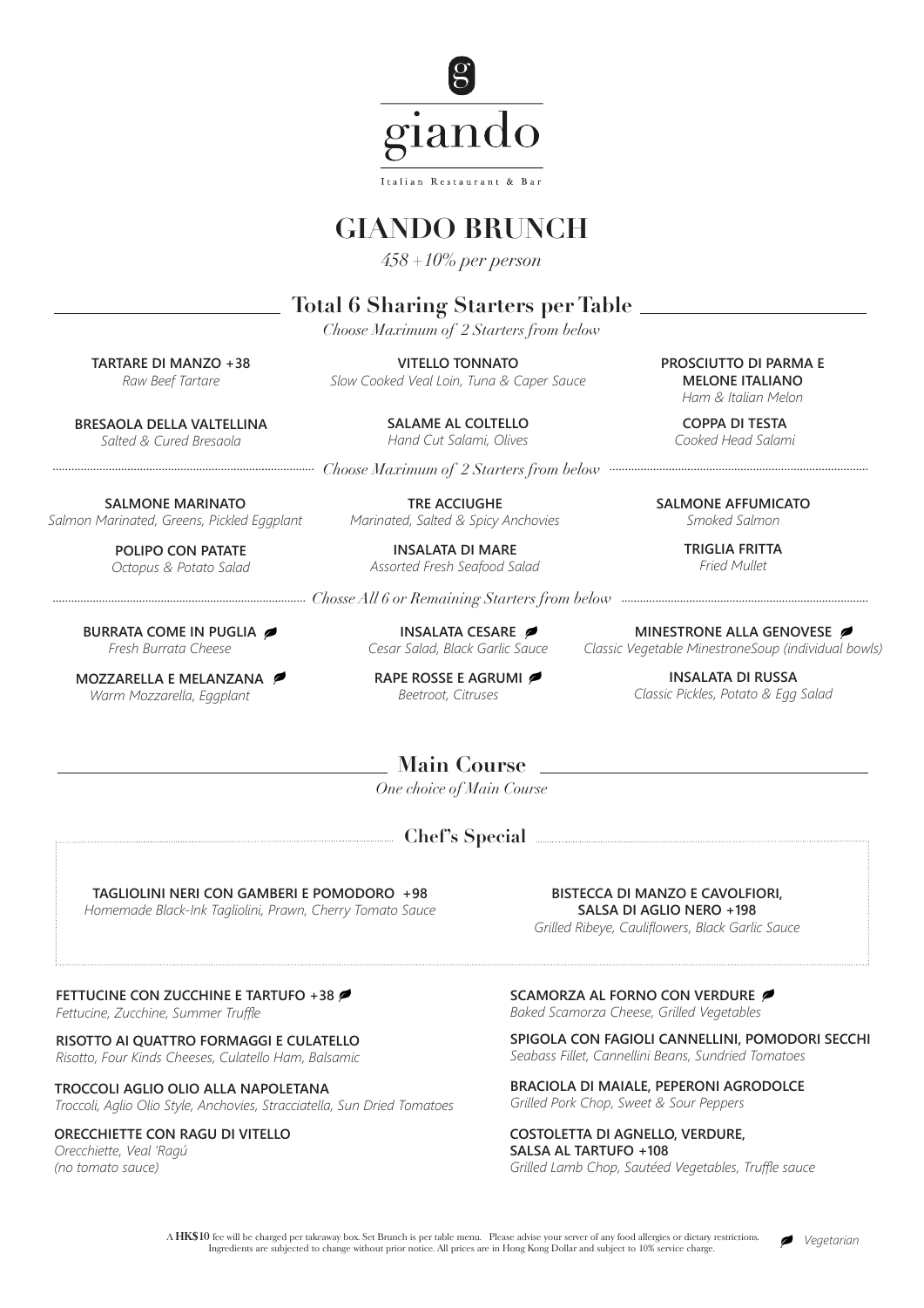# giando

Italian Restaurant & Bar

# GIANDO BRUNCH

*458 +10% per person*

## Total 6 Sharing Starters per Table

*Choose Maximum of 2 Starters from below*

**TARTARE DI MANZO +38**
*Raw Beef Tartare*

**VITELLO TONNATO**
*Slow Cooked Veal Loin, Tuna & Caper Sauce*

**PROSCIUTTO DI PARMA E MELONE ITALIANO**
*Ham & Italian Melon*

**BRESAOLA DELLA VALTELLINA**
*Salted & Cured Bresaola*

**SALAME AL COLTELLO**
*Hand Cut Salami, Olives*

**COPPA DI TESTA**
*Cooked Head Salami*

*Choose Maximum of 2 Starters from below*

**SALMONE MARINATO**
*Salmon Marinated, Greens, Pickled Eggplant*

**TRE ACCIUGHE**
*Marinated, Salted & Spicy Anchovies*

**SALMONE AFFUMICATO**
*Smoked Salmon*

**POLIPO CON PATATE**
*Octopus & Potato Salad*

**INSALATA DI MARE**
*Assorted Fresh Seafood Salad*

**TRIGLIA FRITTA**
*Fried Mullet*

*Chosse All 6 or Remaining Starters from below*

**BURRATA COME IN PUGLIA** (Vegetarian)
*Fresh Burrata Cheese*

**INSALATA CESARE** (Vegetarian)
*Cesar Salad, Black Garlic Sauce*

**MINESTRONE ALLA GENOVESE** (Vegetarian)
*Classic Vegetable MinestroneSoup (individual bowls)*

**MOZZARELLA E MELANZANA** (Vegetarian)
*Warm Mozzarella, Eggplant*

**RAPE ROSSE E AGRUMI** (Vegetarian)
*Beetroot, Citruses*

**INSALATA DI RUSSA**
*Classic Pickles, Potato & Egg Salad*

## Main Course

*One choice of Main Course*

### Chef's Special

**TAGLIOLINI NERI CON GAMBERI E POMODORO +98**
*Homemade Black-Ink Tagliolini, Prawn, Cherry Tomato Sauce*

**BISTECCA DI MANZO E CAVOLFIORI, SALSA DI AGLIO NERO +198**
*Grilled Ribeye, Cauliflowers, Black Garlic Sauce*

**FETTUCINE CON ZUCCHINE E TARTUFO +38** (Vegetarian)
*Fettucine, Zucchine, Summer Truffle*

**RISOTTO AI QUATTRO FORMAGGI E CULATELLO**
*Risotto, Four Kinds Cheeses, Culatello Ham, Balsamic*

**TROCCOLI AGLIO OLIO ALLA NAPOLETANA**
*Troccoli, Aglio Olio Style, Anchovies, Stracciatella, Sun Dried Tomatoes*

**ORECCHIETTE CON RAGU DI VITELLO**
*Orecchiette, Veal 'Ragú*
*(no tomato sauce)*

**SCAMORZA AL FORNO CON VERDURE** (Vegetarian)
*Baked Scamorza Cheese, Grilled Vegetables*

**SPIGOLA CON FAGIOLI CANNELLINI, POMODORI SECCHI**
*Seabass Fillet, Cannellini Beans, Sundried Tomatoes*

**BRACIOLA DI MAIALE, PEPERONI AGRODOLCE**
*Grilled Pork Chop, Sweet & Sour Peppers*

**COSTOLETTA DI AGNELLO, VERDURE, SALSA AL TARTUFO +108**
*Grilled Lamb Chop, Sautéed Vegetables, Truffle sauce*

A **HK$10** fee will be charged per takeaway box. Set Brunch is per table menu. Please advise your server of any food allergies or dietary restrictions. Ingredients are subjected to change without prior notice. All prices are in Hong Kong Dollar and subject to 10% service charge.

*Vegetarian*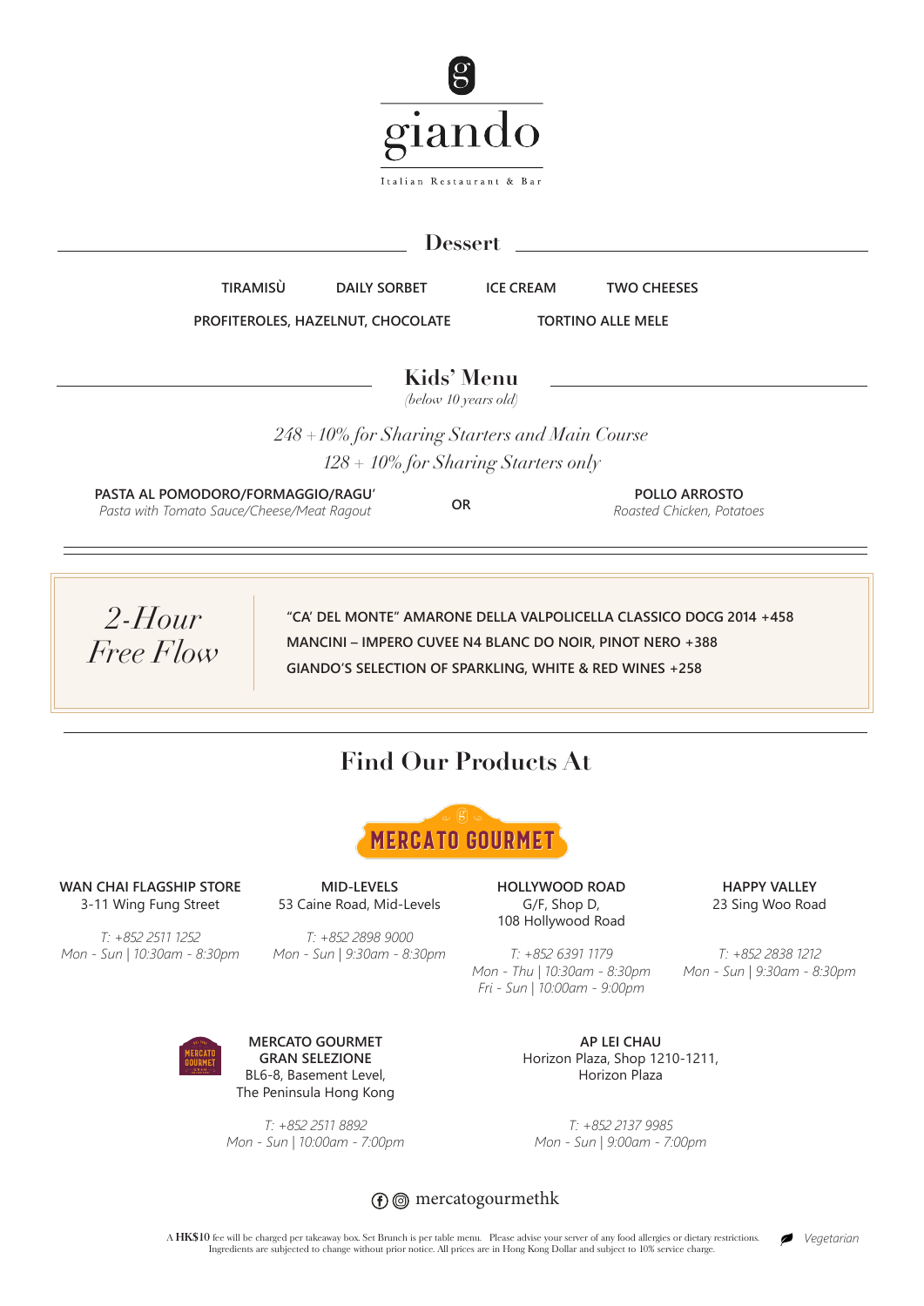giando

Italian Restaurant & Bar

## Dessert

TIRAMISÙ

DAILY SORBET

ICE CREAM

TWO CHEESES

PROFITEROLES, HAZELNUT, CHOCOLATE

TORTINO ALLE MELE

## Kids' Menu

*(below 10 years old)*

*248 + 10% for Sharing Starters and Main Course*

*128 + 10% for Sharing Starters only*

**PASTA AL POMODORO/FORMAGGIO/RAGU'**
*Pasta with Tomato Sauce/Cheese/Meat Ragout*

**OR**

**POLLO ARROSTO**
*Roasted Chicken, Potatoes*

## *2-Hour Free Flow*

"CA' DEL MONTE" AMARONE DELLA VALPOLICELLA CLASSICO DOCG 2014 +458

MANCINI – IMPERO CUVEE N4 BLANC DO NOIR, PINOT NERO +388

GIANDO'S SELECTION OF SPARKLING, WHITE & RED WINES +258

## Find Our Products At

MERCATO GOURMET

**WAN CHAI FLAGSHIP STORE**
3-11 Wing Fung Street

*T: +852 2511 1252*
*Mon - Sun | 10:30am - 8:30pm*

**MID-LEVELS**
53 Caine Road, Mid-Levels

*T: +852 2898 9000*
*Mon - Sun | 9:30am - 8:30pm*

**HOLLYWOOD ROAD**
G/F, Shop D,
108 Hollywood Road

*T: +852 6391 1179*
*Mon - Thu | 10:30am - 8:30pm*
*Fri - Sun | 10:00am - 9:00pm*

**HAPPY VALLEY**
23 Sing Woo Road

*T: +852 2838 1212*
*Mon - Sun | 9:30am - 8:30pm*

**MERCATO GOURMET GRAN SELEZIONE**
BL6-8, Basement Level,
The Peninsula Hong Kong

*T: +852 2511 8892*
*Mon - Sun | 10:00am - 7:00pm*

**AP LEI CHAU**
Horizon Plaza, Shop 1210-1211,
Horizon Plaza

*T: +852 2137 9985*
*Mon - Sun | 9:00am - 7:00pm*

mercatogourmethk

A **HK$10** fee will be charged per takeaway box. Set Brunch is per table menu. Please advise your server of any food allergies or dietary restrictions. Ingredients are subjected to change without prior notice. All prices are in Hong Kong Dollar and subject to 10% service charge.

*Vegetarian*